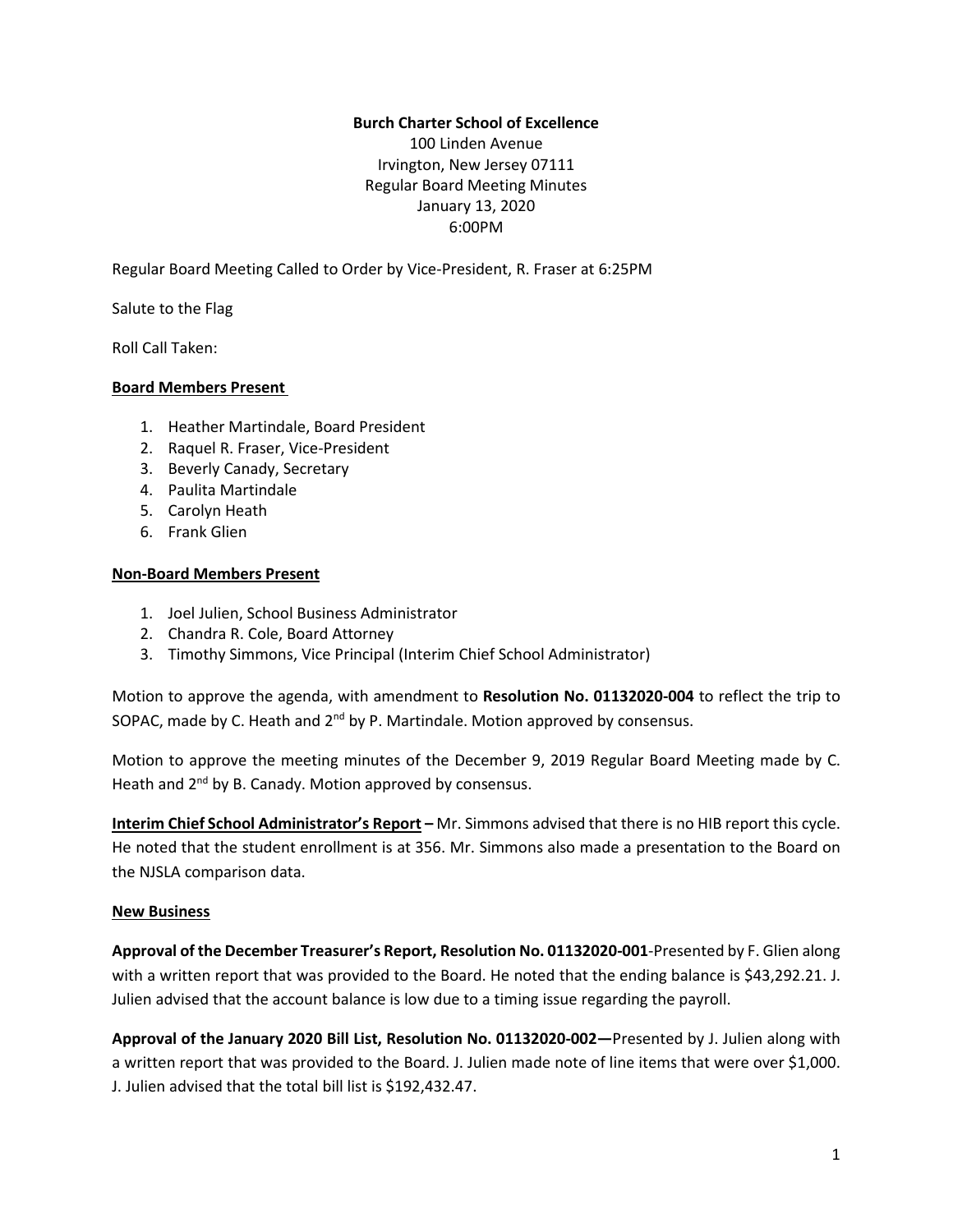**Burch Charter School of Excellence**
100 Linden Avenue
Irvington, New Jersey 07111
Regular Board Meeting Minutes
January 13, 2020
6:00PM

Regular Board Meeting Called to Order by Vice-President, R. Fraser at 6:25PM

Salute to the Flag

Roll Call Taken:

**Board Members Present**

1. Heather Martindale, Board President
2. Raquel R. Fraser, Vice-President
3. Beverly Canady, Secretary
4. Paulita Martindale
5. Carolyn Heath
6. Frank Glien

**Non-Board Members Present**

1. Joel Julien, School Business Administrator
2. Chandra R. Cole, Board Attorney
3. Timothy Simmons, Vice Principal (Interim Chief School Administrator)

Motion to approve the agenda, with amendment to **Resolution No. 01132020-004** to reflect the trip to SOPAC, made by C. Heath and 2nd by P. Martindale. Motion approved by consensus.

Motion to approve the meeting minutes of the December 9, 2019 Regular Board Meeting made by C. Heath and 2nd by B. Canady. Motion approved by consensus.

**Interim Chief School Administrator's Report –** Mr. Simmons advised that there is no HIB report this cycle. He noted that the student enrollment is at 356. Mr. Simmons also made a presentation to the Board on the NJSLA comparison data.

**New Business**

**Approval of the December Treasurer's Report, Resolution No. 01132020-001**-Presented by F. Glien along with a written report that was provided to the Board. He noted that the ending balance is $43,292.21. J. Julien advised that the account balance is low due to a timing issue regarding the payroll.

**Approval of the January 2020 Bill List, Resolution No. 01132020-002—**Presented by J. Julien along with a written report that was provided to the Board. J. Julien made note of line items that were over $1,000. J. Julien advised that the total bill list is $192,432.47.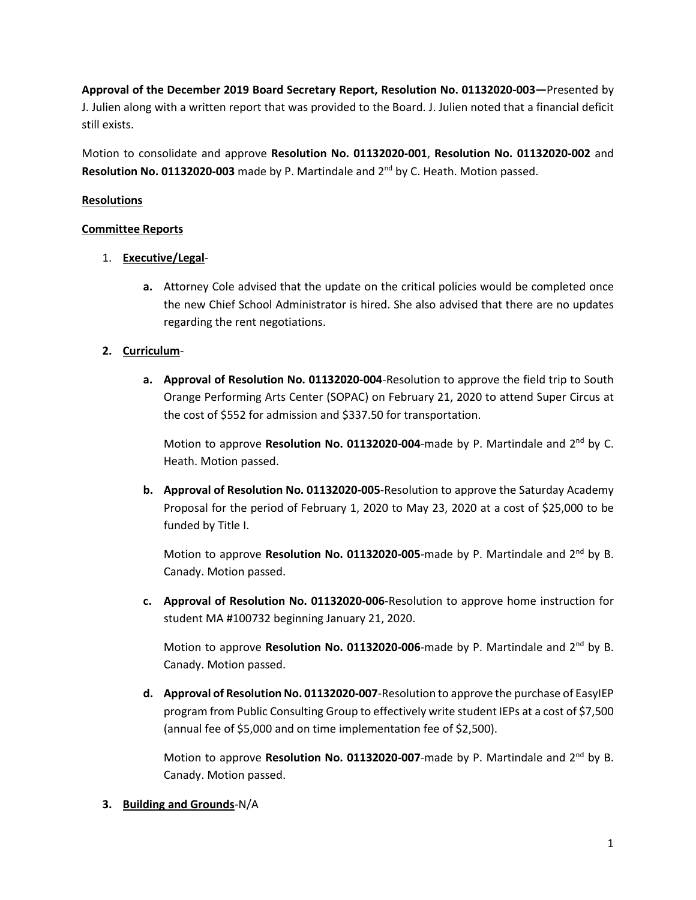**Approval of the December 2019 Board Secretary Report, Resolution No. 01132020-003—**Presented by J. Julien along with a written report that was provided to the Board. J. Julien noted that a financial deficit still exists.

Motion to consolidate and approve **Resolution No. 01132020-001**, **Resolution No. 01132020-002** and **Resolution No. 01132020-003** made by P. Martindale and 2nd by C. Heath. Motion passed.

**Resolutions**

**Committee Reports**

1. **Executive/Legal**-

    **a.** Attorney Cole advised that the update on the critical policies would be completed once the new Chief School Administrator is hired. She also advised that there are no updates regarding the rent negotiations.

2. **Curriculum**-

    **a. Approval of Resolution No. 01132020-004**-Resolution to approve the field trip to South Orange Performing Arts Center (SOPAC) on February 21, 2020 to attend Super Circus at the cost of $552 for admission and $337.50 for transportation.

    Motion to approve **Resolution No. 01132020-004**-made by P. Martindale and 2nd by C. Heath. Motion passed.

    **b. Approval of Resolution No. 01132020-005**-Resolution to approve the Saturday Academy Proposal for the period of February 1, 2020 to May 23, 2020 at a cost of $25,000 to be funded by Title I.

    Motion to approve **Resolution No. 01132020-005**-made by P. Martindale and 2nd by B. Canady. Motion passed.

    **c. Approval of Resolution No. 01132020-006**-Resolution to approve home instruction for student MA #100732 beginning January 21, 2020.

    Motion to approve **Resolution No. 01132020-006**-made by P. Martindale and 2nd by B. Canady. Motion passed.

    **d. Approval of Resolution No. 01132020-007**-Resolution to approve the purchase of EasyIEP program from Public Consulting Group to effectively write student IEPs at a cost of $7,500 (annual fee of $5,000 and on time implementation fee of $2,500).

    Motion to approve **Resolution No. 01132020-007**-made by P. Martindale and 2nd by B. Canady. Motion passed.

3. **Building and Grounds**-N/A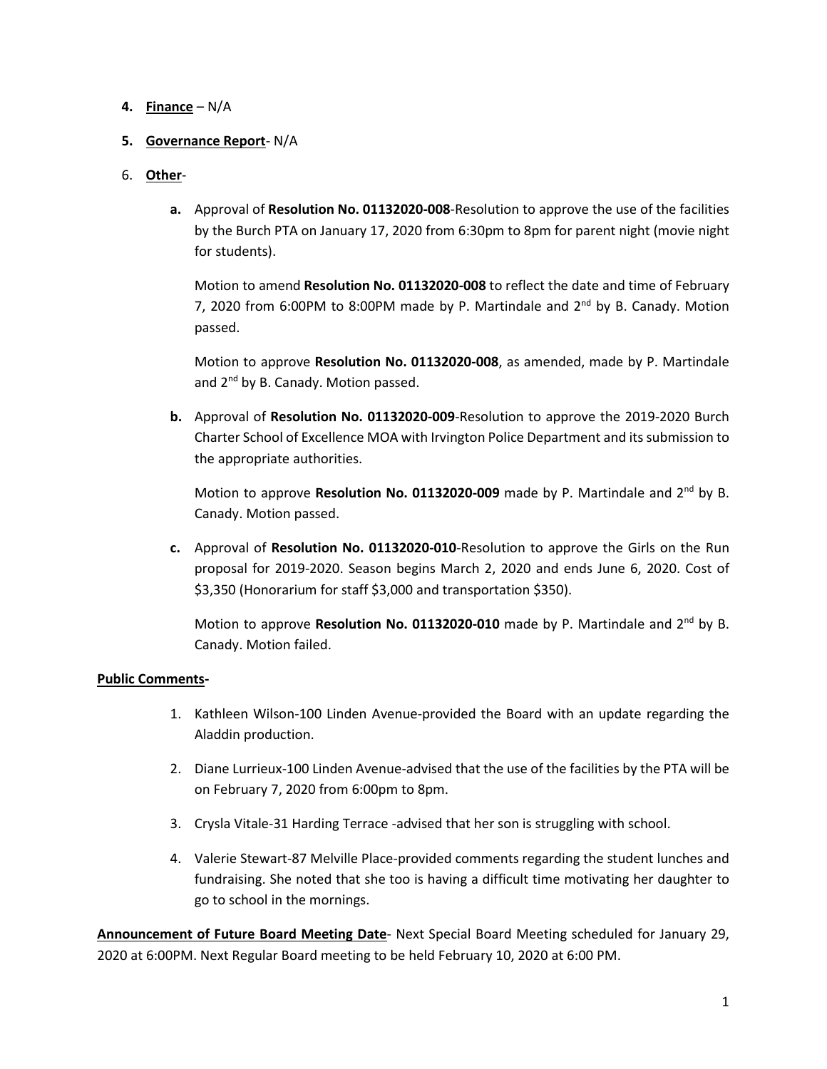4. **Finance** – N/A

5. **Governance Report**- N/A

6. **Other**-

   a. Approval of **Resolution No. 01132020-008**-Resolution to approve the use of the facilities by the Burch PTA on January 17, 2020 from 6:30pm to 8pm for parent night (movie night for students).

      Motion to amend **Resolution No. 01132020-008** to reflect the date and time of February 7, 2020 from 6:00PM to 8:00PM made by P. Martindale and 2nd by B. Canady. Motion passed.

      Motion to approve **Resolution No. 01132020-008**, as amended, made by P. Martindale and 2nd by B. Canady. Motion passed.

   b. Approval of **Resolution No. 01132020-009**-Resolution to approve the 2019-2020 Burch Charter School of Excellence MOA with Irvington Police Department and its submission to the appropriate authorities.

      Motion to approve **Resolution No. 01132020-009** made by P. Martindale and 2nd by B. Canady. Motion passed.

   c. Approval of **Resolution No. 01132020-010**-Resolution to approve the Girls on the Run proposal for 2019-2020. Season begins March 2, 2020 and ends June 6, 2020. Cost of $3,350 (Honorarium for staff $3,000 and transportation $350).

      Motion to approve **Resolution No. 01132020-010** made by P. Martindale and 2nd by B. Canady. Motion failed.

**Public Comments-**

1. Kathleen Wilson-100 Linden Avenue-provided the Board with an update regarding the Aladdin production.
2. Diane Lurrieux-100 Linden Avenue-advised that the use of the facilities by the PTA will be on February 7, 2020 from 6:00pm to 8pm.
3. Crysla Vitale-31 Harding Terrace -advised that her son is struggling with school.
4. Valerie Stewart-87 Melville Place-provided comments regarding the student lunches and fundraising. She noted that she too is having a difficult time motivating her daughter to go to school in the mornings.

**Announcement of Future Board Meeting Date**- Next Special Board Meeting scheduled for January 29, 2020 at 6:00PM. Next Regular Board meeting to be held February 10, 2020 at 6:00 PM.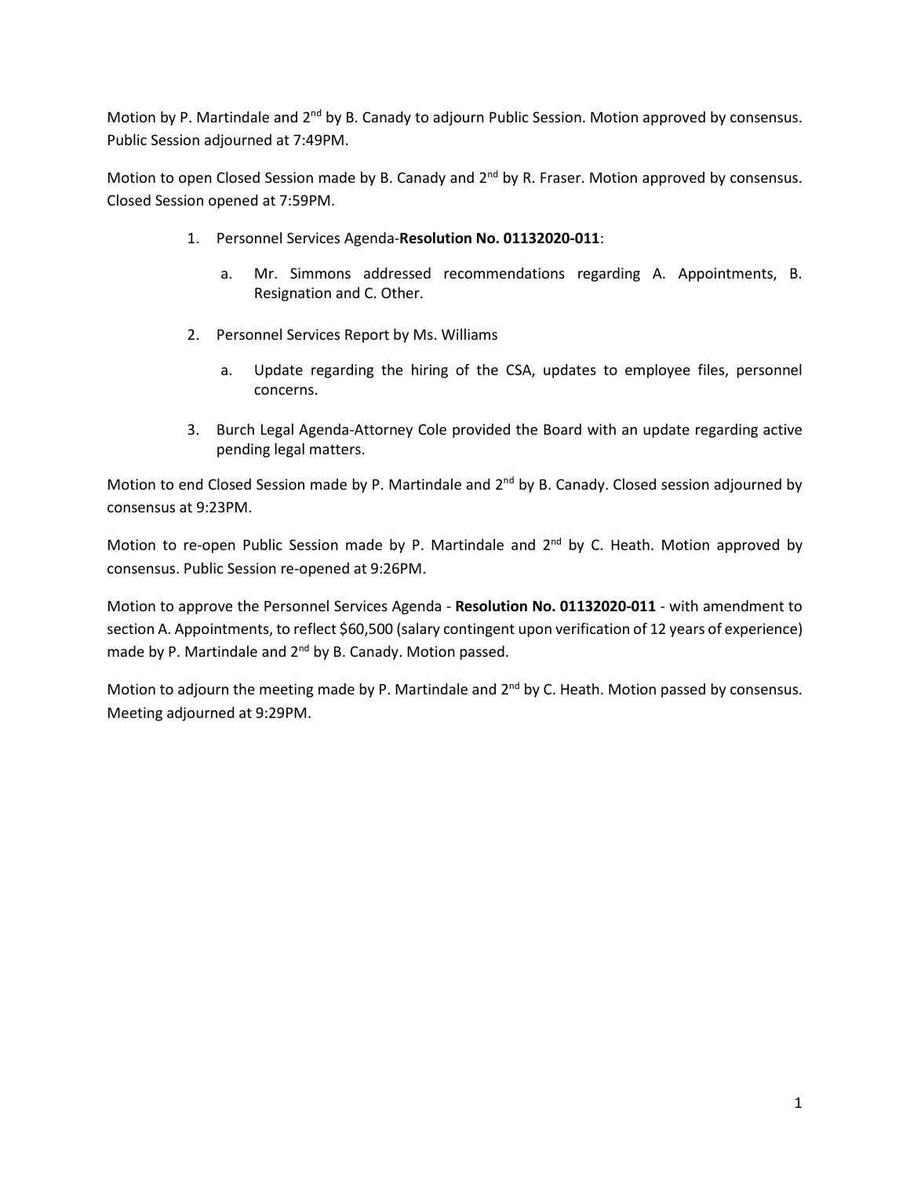Motion by P. Martindale and 2nd by B. Canady to adjourn Public Session. Motion approved by consensus. Public Session adjourned at 7:49PM.

Motion to open Closed Session made by B. Canady and 2nd by R. Fraser. Motion approved by consensus. Closed Session opened at 7:59PM.

1. Personnel Services Agenda-**Resolution No. 01132020-011**:
   a. Mr. Simmons addressed recommendations regarding A. Appointments, B. Resignation and C. Other.
2. Personnel Services Report by Ms. Williams
   a. Update regarding the hiring of the CSA, updates to employee files, personnel concerns.
3. Burch Legal Agenda-Attorney Cole provided the Board with an update regarding active pending legal matters.

Motion to end Closed Session made by P. Martindale and 2nd by B. Canady. Closed session adjourned by consensus at 9:23PM.

Motion to re-open Public Session made by P. Martindale and 2nd by C. Heath. Motion approved by consensus. Public Session re-opened at 9:26PM.

Motion to approve the Personnel Services Agenda - **Resolution No. 01132020-011** - with amendment to section A. Appointments, to reflect $60,500 (salary contingent upon verification of 12 years of experience) made by P. Martindale and 2nd by B. Canady. Motion passed.

Motion to adjourn the meeting made by P. Martindale and 2nd by C. Heath. Motion passed by consensus. Meeting adjourned at 9:29PM.